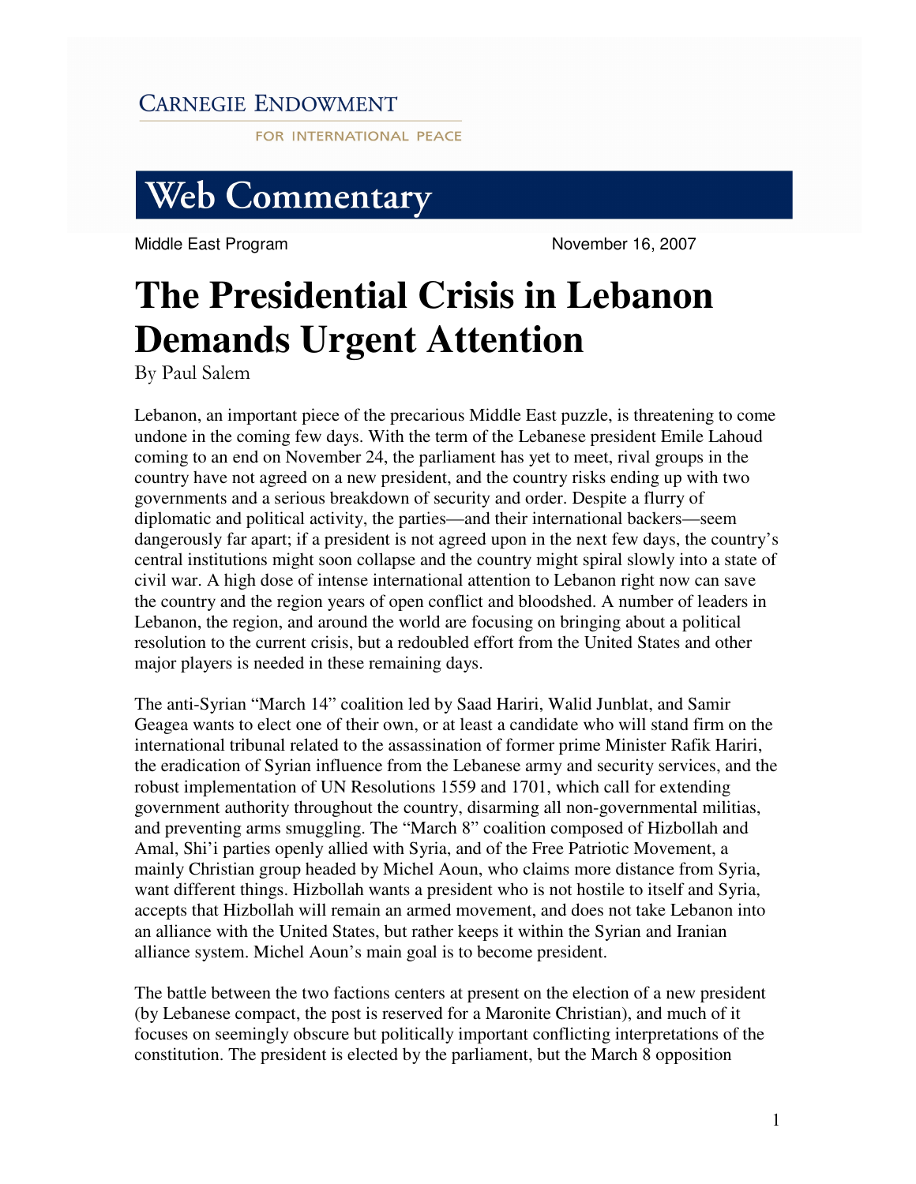Carnegie Endowment for International Peace

# Web Commentary

Middle East Program — November 16, 2007

# The Presidential Crisis in Lebanon Demands Urgent Attention

By Paul Salem

Lebanon, an important piece of the precarious Middle East puzzle, is threatening to come undone in the coming few days. With the term of the Lebanese president Emile Lahoud coming to an end on November 24, the parliament has yet to meet, rival groups in the country have not agreed on a new president, and the country risks ending up with two governments and a serious breakdown of security and order. Despite a flurry of diplomatic and political activity, the parties—and their international backers—seem dangerously far apart; if a president is not agreed upon in the next few days, the country's central institutions might soon collapse and the country might spiral slowly into a state of civil war. A high dose of intense international attention to Lebanon right now can save the country and the region years of open conflict and bloodshed. A number of leaders in Lebanon, the region, and around the world are focusing on bringing about a political resolution to the current crisis, but a redoubled effort from the United States and other major players is needed in these remaining days.

The anti-Syrian "March 14" coalition led by Saad Hariri, Walid Junblat, and Samir Geagea wants to elect one of their own, or at least a candidate who will stand firm on the international tribunal related to the assassination of former prime Minister Rafik Hariri, the eradication of Syrian influence from the Lebanese army and security services, and the robust implementation of UN Resolutions 1559 and 1701, which call for extending government authority throughout the country, disarming all non-governmental militias, and preventing arms smuggling. The "March 8" coalition composed of Hizbollah and Amal, Shi'i parties openly allied with Syria, and of the Free Patriotic Movement, a mainly Christian group headed by Michel Aoun, who claims more distance from Syria, want different things. Hizbollah wants a president who is not hostile to itself and Syria, accepts that Hizbollah will remain an armed movement, and does not take Lebanon into an alliance with the United States, but rather keeps it within the Syrian and Iranian alliance system. Michel Aoun's main goal is to become president.

The battle between the two factions centers at present on the election of a new president (by Lebanese compact, the post is reserved for a Maronite Christian), and much of it focuses on seemingly obscure but politically important conflicting interpretations of the constitution. The president is elected by the parliament, but the March 8 opposition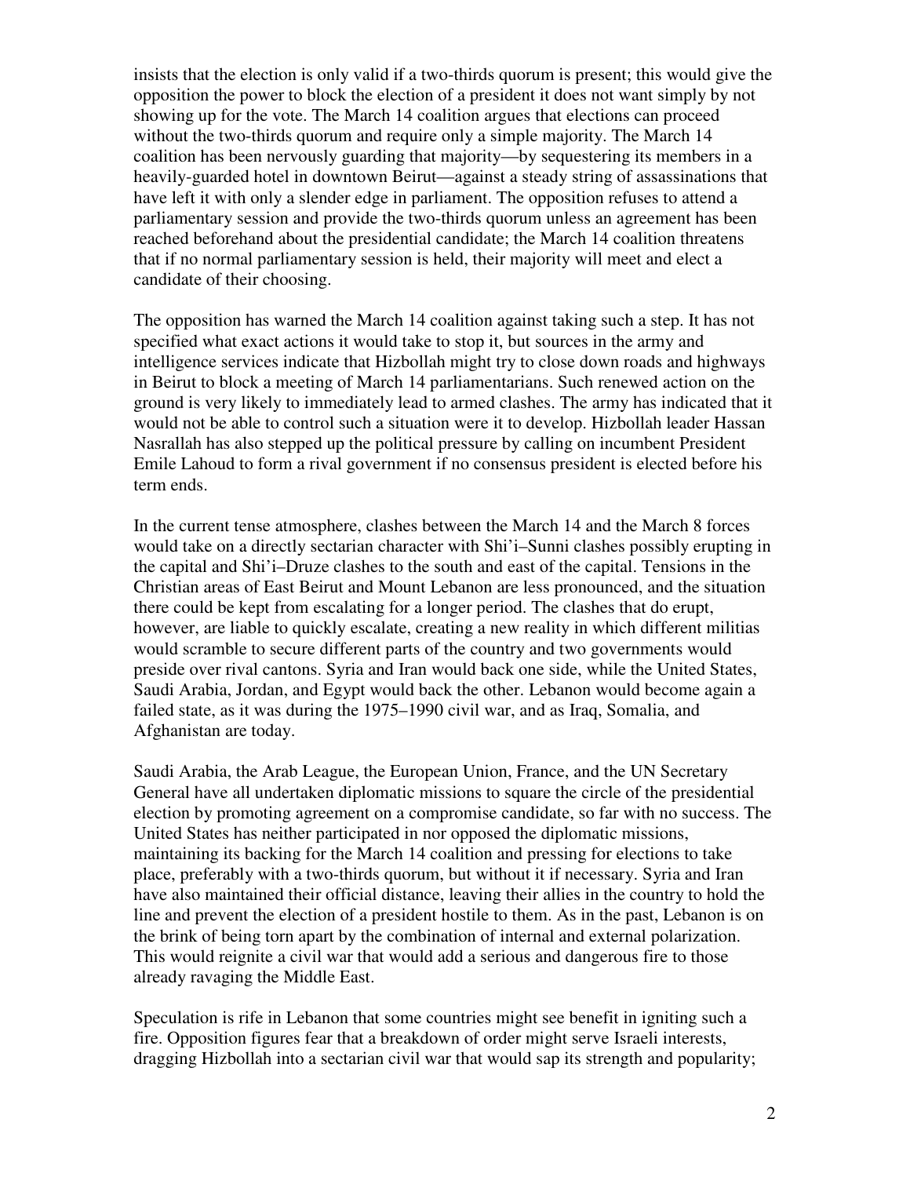insists that the election is only valid if a two-thirds quorum is present; this would give the opposition the power to block the election of a president it does not want simply by not showing up for the vote. The March 14 coalition argues that elections can proceed without the two-thirds quorum and require only a simple majority. The March 14 coalition has been nervously guarding that majority—by sequestering its members in a heavily-guarded hotel in downtown Beirut—against a steady string of assassinations that have left it with only a slender edge in parliament. The opposition refuses to attend a parliamentary session and provide the two-thirds quorum unless an agreement has been reached beforehand about the presidential candidate; the March 14 coalition threatens that if no normal parliamentary session is held, their majority will meet and elect a candidate of their choosing.

The opposition has warned the March 14 coalition against taking such a step. It has not specified what exact actions it would take to stop it, but sources in the army and intelligence services indicate that Hizbollah might try to close down roads and highways in Beirut to block a meeting of March 14 parliamentarians. Such renewed action on the ground is very likely to immediately lead to armed clashes. The army has indicated that it would not be able to control such a situation were it to develop. Hizbollah leader Hassan Nasrallah has also stepped up the political pressure by calling on incumbent President Emile Lahoud to form a rival government if no consensus president is elected before his term ends.

In the current tense atmosphere, clashes between the March 14 and the March 8 forces would take on a directly sectarian character with Shi'i–Sunni clashes possibly erupting in the capital and Shi'i–Druze clashes to the south and east of the capital. Tensions in the Christian areas of East Beirut and Mount Lebanon are less pronounced, and the situation there could be kept from escalating for a longer period. The clashes that do erupt, however, are liable to quickly escalate, creating a new reality in which different militias would scramble to secure different parts of the country and two governments would preside over rival cantons. Syria and Iran would back one side, while the United States, Saudi Arabia, Jordan, and Egypt would back the other. Lebanon would become again a failed state, as it was during the 1975–1990 civil war, and as Iraq, Somalia, and Afghanistan are today.

Saudi Arabia, the Arab League, the European Union, France, and the UN Secretary General have all undertaken diplomatic missions to square the circle of the presidential election by promoting agreement on a compromise candidate, so far with no success. The United States has neither participated in nor opposed the diplomatic missions, maintaining its backing for the March 14 coalition and pressing for elections to take place, preferably with a two-thirds quorum, but without it if necessary. Syria and Iran have also maintained their official distance, leaving their allies in the country to hold the line and prevent the election of a president hostile to them. As in the past, Lebanon is on the brink of being torn apart by the combination of internal and external polarization. This would reignite a civil war that would add a serious and dangerous fire to those already ravaging the Middle East.

Speculation is rife in Lebanon that some countries might see benefit in igniting such a fire. Opposition figures fear that a breakdown of order might serve Israeli interests, dragging Hizbollah into a sectarian civil war that would sap its strength and popularity;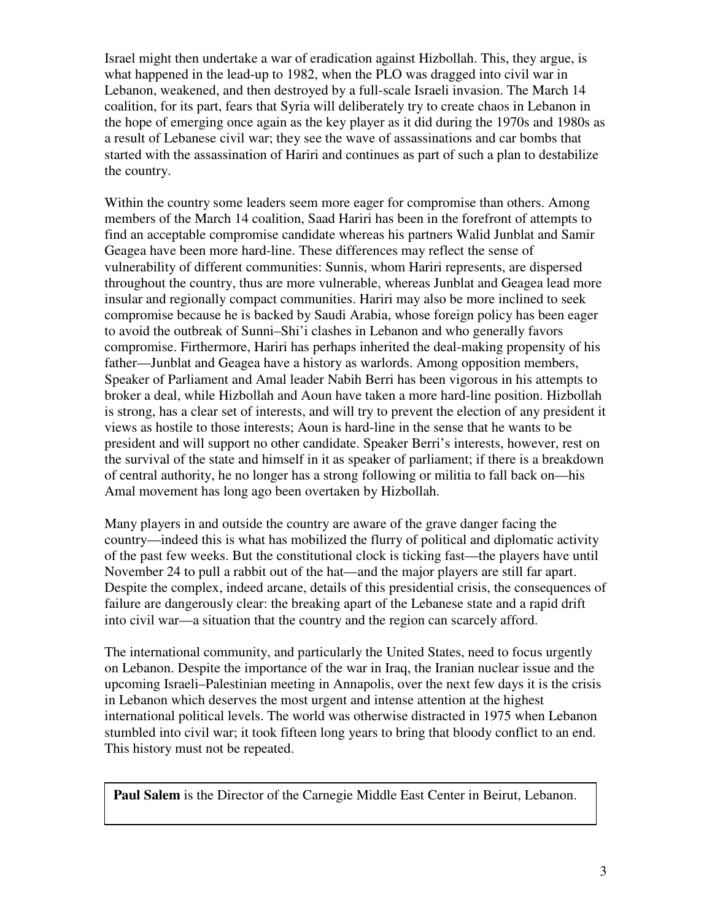Israel might then undertake a war of eradication against Hizbollah. This, they argue, is what happened in the lead-up to 1982, when the PLO was dragged into civil war in Lebanon, weakened, and then destroyed by a full-scale Israeli invasion. The March 14 coalition, for its part, fears that Syria will deliberately try to create chaos in Lebanon in the hope of emerging once again as the key player as it did during the 1970s and 1980s as a result of Lebanese civil war; they see the wave of assassinations and car bombs that started with the assassination of Hariri and continues as part of such a plan to destabilize the country.

Within the country some leaders seem more eager for compromise than others. Among members of the March 14 coalition, Saad Hariri has been in the forefront of attempts to find an acceptable compromise candidate whereas his partners Walid Junblat and Samir Geagea have been more hard-line. These differences may reflect the sense of vulnerability of different communities: Sunnis, whom Hariri represents, are dispersed throughout the country, thus are more vulnerable, whereas Junblat and Geagea lead more insular and regionally compact communities. Hariri may also be more inclined to seek compromise because he is backed by Saudi Arabia, whose foreign policy has been eager to avoid the outbreak of Sunni–Shi'i clashes in Lebanon and who generally favors compromise. Firthermore, Hariri has perhaps inherited the deal-making propensity of his father—Junblat and Geagea have a history as warlords. Among opposition members, Speaker of Parliament and Amal leader Nabih Berri has been vigorous in his attempts to broker a deal, while Hizbollah and Aoun have taken a more hard-line position. Hizbollah is strong, has a clear set of interests, and will try to prevent the election of any president it views as hostile to those interests; Aoun is hard-line in the sense that he wants to be president and will support no other candidate. Speaker Berri's interests, however, rest on the survival of the state and himself in it as speaker of parliament; if there is a breakdown of central authority, he no longer has a strong following or militia to fall back on—his Amal movement has long ago been overtaken by Hizbollah.

Many players in and outside the country are aware of the grave danger facing the country—indeed this is what has mobilized the flurry of political and diplomatic activity of the past few weeks. But the constitutional clock is ticking fast—the players have until November 24 to pull a rabbit out of the hat—and the major players are still far apart. Despite the complex, indeed arcane, details of this presidential crisis, the consequences of failure are dangerously clear: the breaking apart of the Lebanese state and a rapid drift into civil war—a situation that the country and the region can scarcely afford.

The international community, and particularly the United States, need to focus urgently on Lebanon. Despite the importance of the war in Iraq, the Iranian nuclear issue and the upcoming Israeli–Palestinian meeting in Annapolis, over the next few days it is the crisis in Lebanon which deserves the most urgent and intense attention at the highest international political levels. The world was otherwise distracted in 1975 when Lebanon stumbled into civil war; it took fifteen long years to bring that bloody conflict to an end. This history must not be repeated.

**Paul Salem** is the Director of the Carnegie Middle East Center in Beirut, Lebanon.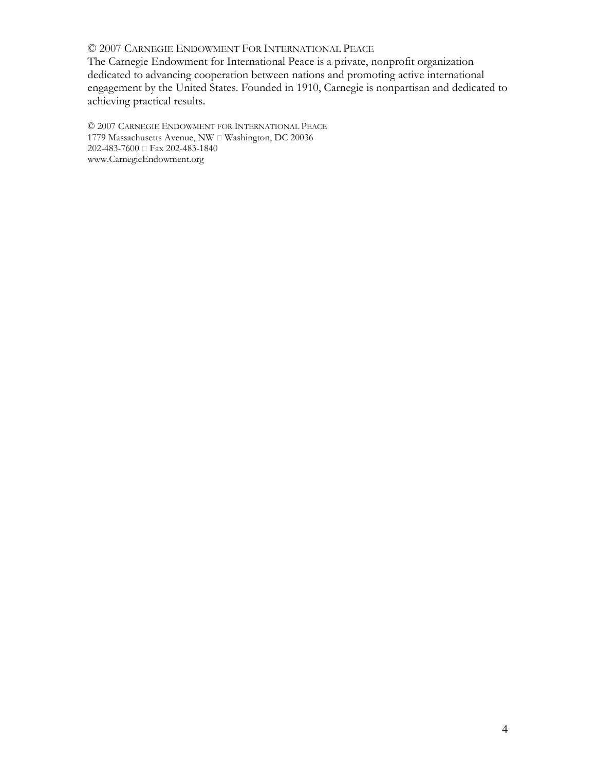© 2007 CARNEGIE ENDOWMENT FOR INTERNATIONAL PEACE
The Carnegie Endowment for International Peace is a private, nonprofit organization dedicated to advancing cooperation between nations and promoting active international engagement by the United States. Founded in 1910, Carnegie is nonpartisan and dedicated to achieving practical results.

© 2007 CARNEGIE ENDOWMENT FOR INTERNATIONAL PEACE
1779 Massachusetts Avenue, NW  Washington, DC 20036
202-483-7600  Fax 202-483-1840
www.CarnegieEndowment.org